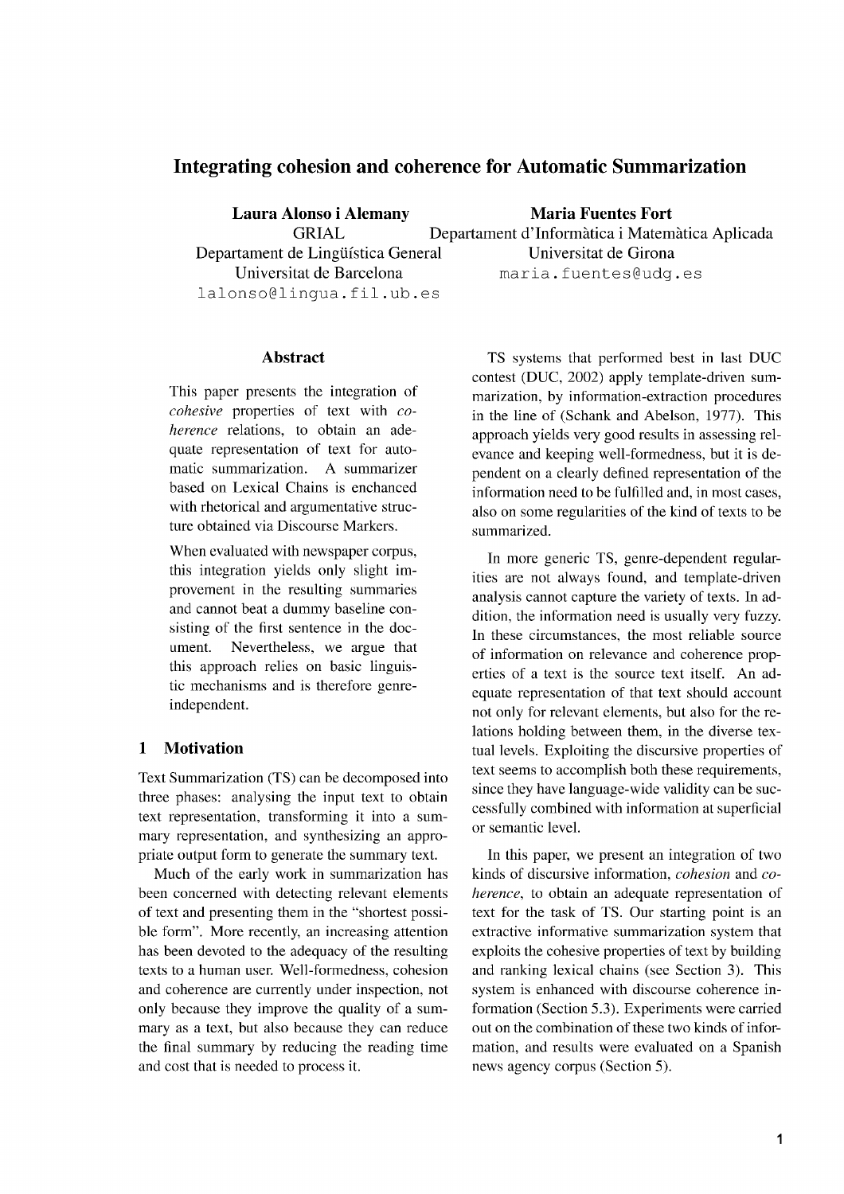# Integrating cohesion and coherence for Automatic Summarization

**Laura Alonso i Alemany**
GRIAL
Departament de Lingüística General
Universitat de Barcelona
lalonso@lingua.fil.ub.es

**Maria Fuentes Fort**
Departament d'Informàtica i Matemàtica Aplicada
Universitat de Girona
maria.fuentes@udg.es

## Abstract

This paper presents the integration of *cohesive* properties of text with *coherence* relations, to obtain an adequate representation of text for automatic summarization. A summarizer based on Lexical Chains is enchanced with rhetorical and argumentative structure obtained via Discourse Markers.

When evaluated with newspaper corpus, this integration yields only slight improvement in the resulting summaries and cannot beat a dummy baseline consisting of the first sentence in the document. Nevertheless, we argue that this approach relies on basic linguistic mechanisms and is therefore genre-independent.

## 1 Motivation

Text Summarization (TS) can be decomposed into three phases: analysing the input text to obtain text representation, transforming it into a summary representation, and synthesizing an appropriate output form to generate the summary text.

Much of the early work in summarization has been concerned with detecting relevant elements of text and presenting them in the "shortest possible form". More recently, an increasing attention has been devoted to the adequacy of the resulting texts to a human user. Well-formedness, cohesion and coherence are currently under inspection, not only because they improve the quality of a summary as a text, but also because they can reduce the final summary by reducing the reading time and cost that is needed to process it.

TS systems that performed best in last DUC contest (DUC, 2002) apply template-driven summarization, by information-extraction procedures in the line of (Schank and Abelson, 1977). This approach yields very good results in assessing relevance and keeping well-formedness, but it is dependent on a clearly defined representation of the information need to be fulfilled and, in most cases, also on some regularities of the kind of texts to be summarized.

In more generic TS, genre-dependent regularities are not always found, and template-driven analysis cannot capture the variety of texts. In addition, the information need is usually very fuzzy. In these circumstances, the most reliable source of information on relevance and coherence properties of a text is the source text itself. An adequate representation of that text should account not only for relevant elements, but also for the relations holding between them, in the diverse textual levels. Exploiting the discursive properties of text seems to accomplish both these requirements, since they have language-wide validity can be successfully combined with information at superficial or semantic level.

In this paper, we present an integration of two kinds of discursive information, *cohesion* and *coherence*, to obtain an adequate representation of text for the task of TS. Our starting point is an extractive informative summarization system that exploits the cohesive properties of text by building and ranking lexical chains (see Section 3). This system is enhanced with discourse coherence information (Section 5.3). Experiments were carried out on the combination of these two kinds of information, and results were evaluated on a Spanish news agency corpus (Section 5).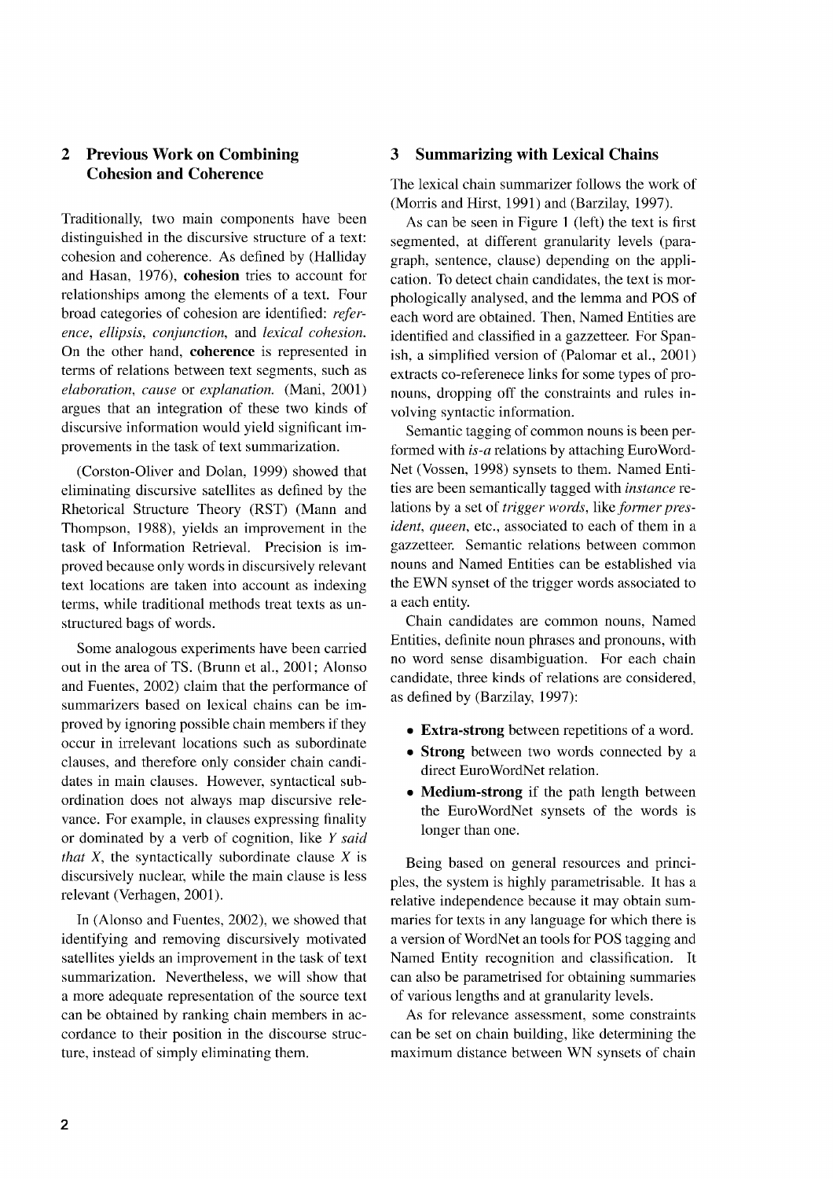## 2 Previous Work on Combining Cohesion and Coherence

Traditionally, two main components have been distinguished in the discursive structure of a text: cohesion and coherence. As defined by (Halliday and Hasan, 1976), **cohesion** tries to account for relationships among the elements of a text. Four broad categories of cohesion are identified: *reference*, *ellipsis*, *conjunction*, and *lexical cohesion*. On the other hand, **coherence** is represented in terms of relations between text segments, such as *elaboration*, *cause* or *explanation*. (Mani, 2001) argues that an integration of these two kinds of discursive information would yield significant improvements in the task of text summarization.

(Corston-Oliver and Dolan, 1999) showed that eliminating discursive satellites as defined by the Rhetorical Structure Theory (RST) (Mann and Thompson, 1988), yields an improvement in the task of Information Retrieval. Precision is improved because only words in discursively relevant text locations are taken into account as indexing terms, while traditional methods treat texts as unstructured bags of words.

Some analogous experiments have been carried out in the area of TS. (Brunn et al., 2001; Alonso and Fuentes, 2002) claim that the performance of summarizers based on lexical chains can be improved by ignoring possible chain members if they occur in irrelevant locations such as subordinate clauses, and therefore only consider chain candidates in main clauses. However, syntactical subordination does not always map discursive relevance. For example, in clauses expressing finality or dominated by a verb of cognition, like *Y said that X*, the syntactically subordinate clause *X* is discursively nuclear, while the main clause is less relevant (Verhagen, 2001).

In (Alonso and Fuentes, 2002), we showed that identifying and removing discursively motivated satellites yields an improvement in the task of text summarization. Nevertheless, we will show that a more adequate representation of the source text can be obtained by ranking chain members in accordance to their position in the discourse structure, instead of simply eliminating them.

## 3 Summarizing with Lexical Chains

The lexical chain summarizer follows the work of (Morris and Hirst, 1991) and (Barzilay, 1997).

As can be seen in Figure 1 (left) the text is first segmented, at different granularity levels (paragraph, sentence, clause) depending on the application. To detect chain candidates, the text is morphologically analysed, and the lemma and POS of each word are obtained. Then, Named Entities are identified and classified in a gazzetteer. For Spanish, a simplified version of (Palomar et al., 2001) extracts co-referenece links for some types of pronouns, dropping off the constraints and rules involving syntactic information.

Semantic tagging of common nouns is been performed with *is-a* relations by attaching EuroWordNet (Vossen, 1998) synsets to them. Named Entities are been semantically tagged with *instance* relations by a set of *trigger words*, like *former president*, *queen*, etc., associated to each of them in a gazzetteer. Semantic relations between common nouns and Named Entities can be established via the EWN synset of the trigger words associated to a each entity.

Chain candidates are common nouns, Named Entities, definite noun phrases and pronouns, with no word sense disambiguation. For each chain candidate, three kinds of relations are considered, as defined by (Barzilay, 1997):

- **Extra-strong** between repetitions of a word.
- **Strong** between two words connected by a direct EuroWordNet relation.
- **Medium-strong** if the path length between the EuroWordNet synsets of the words is longer than one.

Being based on general resources and principles, the system is highly parametrisable. It has a relative independence because it may obtain summaries for texts in any language for which there is a version of WordNet an tools for POS tagging and Named Entity recognition and classification. It can also be parametrised for obtaining summaries of various lengths and at granularity levels.

As for relevance assessment, some constraints can be set on chain building, like determining the maximum distance between WN synsets of chain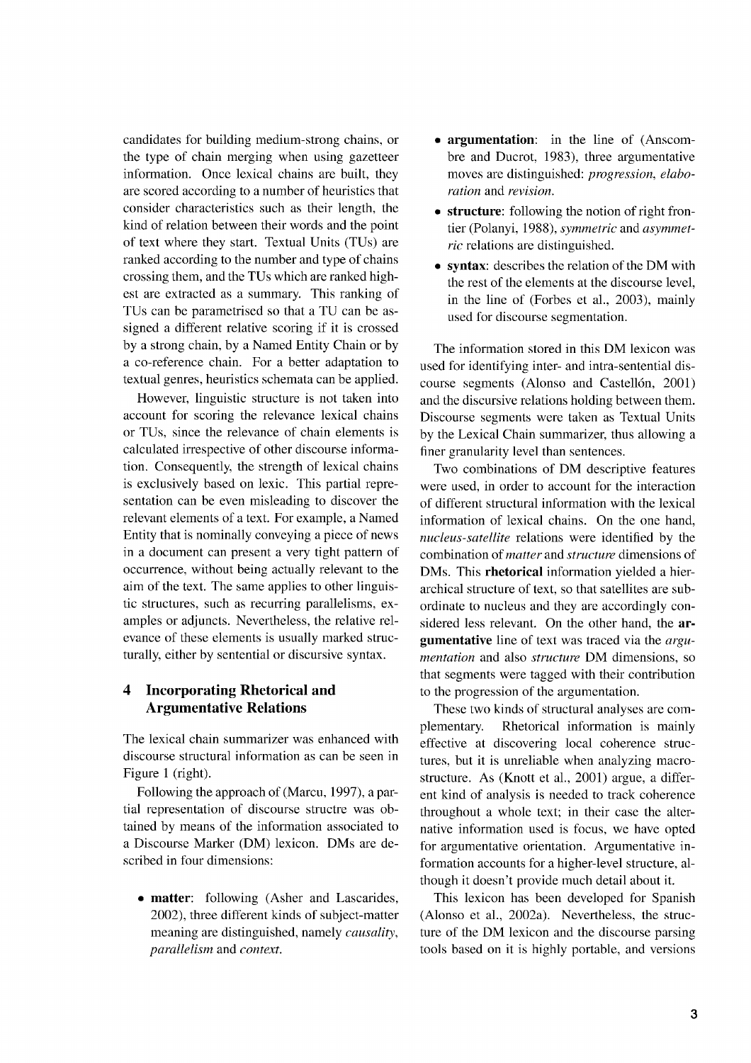candidates for building medium-strong chains, or the type of chain merging when using gazetteer information. Once lexical chains are built, they are scored according to a number of heuristics that consider characteristics such as their length, the kind of relation between their words and the point of text where they start. Textual Units (TUs) are ranked according to the number and type of chains crossing them, and the TUs which are ranked highest are extracted as a summary. This ranking of TUs can be parametrised so that a TU can be assigned a different relative scoring if it is crossed by a strong chain, by a Named Entity Chain or by a co-reference chain. For a better adaptation to textual genres, heuristics schemata can be applied.

However, linguistic structure is not taken into account for scoring the relevance lexical chains or TUs, since the relevance of chain elements is calculated irrespective of other discourse information. Consequently, the strength of lexical chains is exclusively based on lexic. This partial representation can be even misleading to discover the relevant elements of a text. For example, a Named Entity that is nominally conveying a piece of news in a document can present a very tight pattern of occurrence, without being actually relevant to the aim of the text. The same applies to other linguistic structures, such as recurring parallelisms, examples or adjuncts. Nevertheless, the relative relevance of these elements is usually marked structurally, either by sentential or discursive syntax.

## 4 Incorporating Rhetorical and Argumentative Relations

The lexical chain summarizer was enhanced with discourse structural information as can be seen in Figure 1 (right).

Following the approach of (Marcu, 1997), a partial representation of discourse structre was obtained by means of the information associated to a Discourse Marker (DM) lexicon. DMs are described in four dimensions:

- **matter**: following (Asher and Lascarides, 2002), three different kinds of subject-matter meaning are distinguished, namely *causality*, *parallelism* and *context*.
- **argumentation**: in the line of (Anscombre and Ducrot, 1983), three argumentative moves are distinguished: *progression*, *elaboration* and *revision*.
- **structure**: following the notion of right frontier (Polanyi, 1988), *symmetric* and *asymmetric* relations are distinguished.
- **syntax**: describes the relation of the DM with the rest of the elements at the discourse level, in the line of (Forbes et al., 2003), mainly used for discourse segmentation.

The information stored in this DM lexicon was used for identifying inter- and intra-sentential discourse segments (Alonso and Castellón, 2001) and the discursive relations holding between them. Discourse segments were taken as Textual Units by the Lexical Chain summarizer, thus allowing a finer granularity level than sentences.

Two combinations of DM descriptive features were used, in order to account for the interaction of different structural information with the lexical information of lexical chains. On the one hand, *nucleus-satellite* relations were identified by the combination of *matter* and *structure* dimensions of DMs. This **rhetorical** information yielded a hierarchical structure of text, so that satellites are subordinate to nucleus and they are accordingly considered less relevant. On the other hand, the **argumentative** line of text was traced via the *argumentation* and also *structure* DM dimensions, so that segments were tagged with their contribution to the progression of the argumentation.

These two kinds of structural analyses are complementary. Rhetorical information is mainly effective at discovering local coherence structures, but it is unreliable when analyzing macrostructure. As (Knott et al., 2001) argue, a different kind of analysis is needed to track coherence throughout a whole text; in their case the alternative information used is focus, we have opted for argumentative orientation. Argumentative information accounts for a higher-level structure, although it doesn't provide much detail about it.

This lexicon has been developed for Spanish (Alonso et al., 2002a). Nevertheless, the structure of the DM lexicon and the discourse parsing tools based on it is highly portable, and versions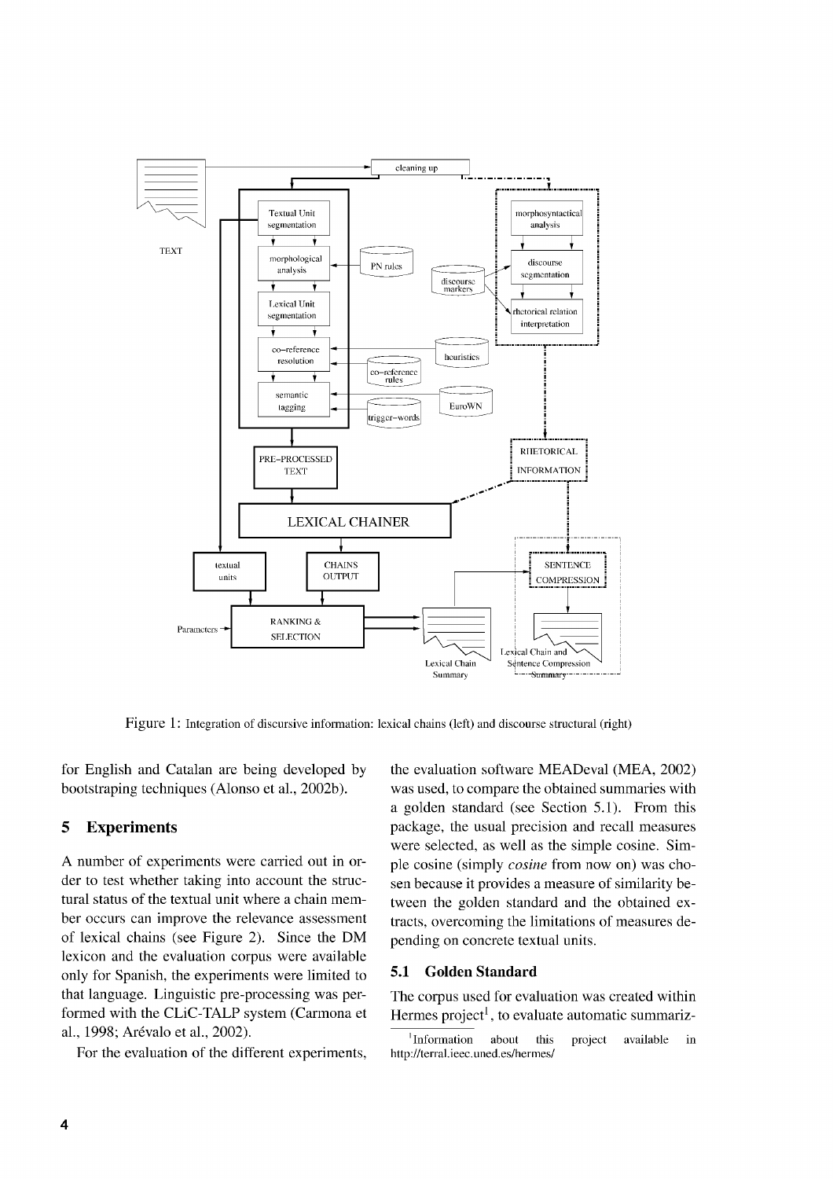Figure 1: Integration of discursive information: lexical chains (left) and discourse structural (right)

for English and Catalan are being developed by bootstraping techniques (Alonso et al., 2002b).

## 5 Experiments

A number of experiments were carried out in order to test whether taking into account the structural status of the textual unit where a chain member occurs can improve the relevance assessment of lexical chains (see Figure 2). Since the DM lexicon and the evaluation corpus were available only for Spanish, the experiments were limited to that language. Linguistic pre-processing was performed with the CLiC-TALP system (Carmona et al., 1998; Arévalo et al., 2002).

For the evaluation of the different experiments, the evaluation software MEADeval (MEA, 2002) was used, to compare the obtained summaries with a golden standard (see Section 5.1). From this package, the usual precision and recall measures were selected, as well as the simple cosine. Simple cosine (simply *cosine* from now on) was chosen because it provides a measure of similarity between the golden standard and the obtained extracts, overcoming the limitations of measures depending on concrete textual units.

### 5.1 Golden Standard

The corpus used for evaluation was created within Hermes project[1], to evaluate automatic summariz-

[1] Information about this project available in http://terral.ieeec.uned.es/hermes/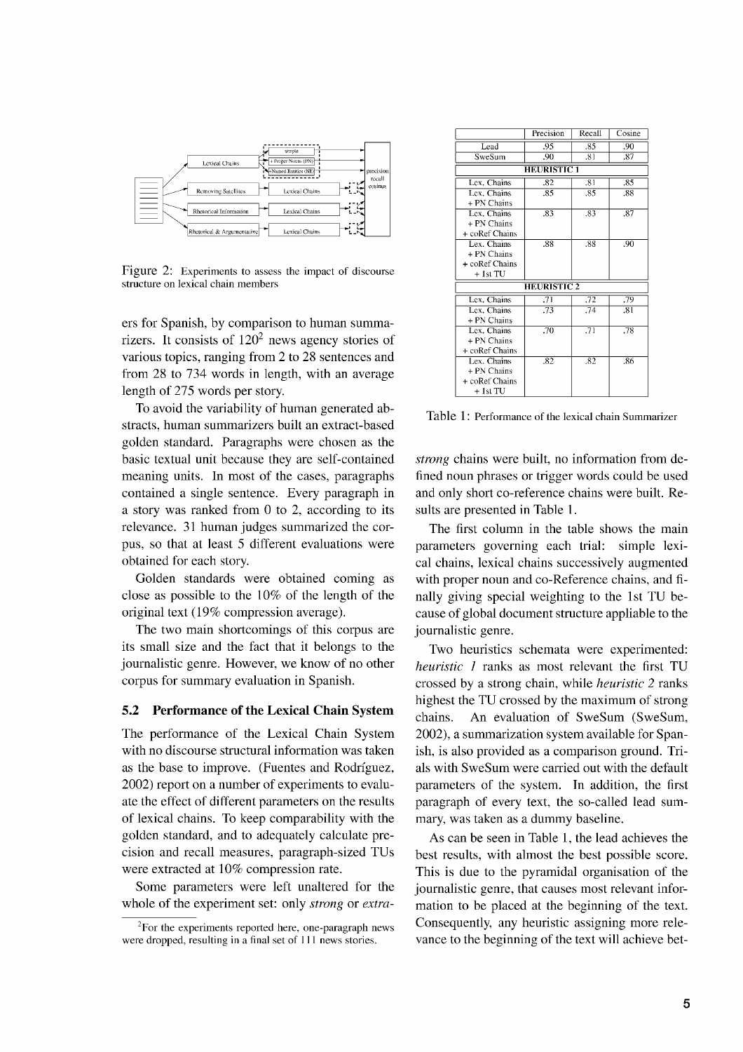Figure 2: Experiments to assess the impact of discourse structure on lexical chain members

ers for Spanish, by comparison to human summarizers. It consists of 120[2] news agency stories of various topics, ranging from 2 to 28 sentences and from 28 to 734 words in length, with an average length of 275 words per story.

To avoid the variability of human generated abstracts, human summarizers built an extract-based golden standard. Paragraphs were chosen as the basic textual unit because they are self-contained meaning units. In most of the cases, paragraphs contained a single sentence. Every paragraph in a story was ranked from 0 to 2, according to its relevance. 31 human judges summarized the corpus, so that at least 5 different evaluations were obtained for each story.

Golden standards were obtained coming as close as possible to the 10% of the length of the original text (19% compression average).

The two main shortcomings of this corpus are its small size and the fact that it belongs to the journalistic genre. However, we know of no other corpus for summary evaluation in Spanish.

### 5.2 Performance of the Lexical Chain System

The performance of the Lexical Chain System with no discourse structural information was taken as the base to improve. (Fuentes and Rodríguez, 2002) report on a number of experiments to evaluate the effect of different parameters on the results of lexical chains. To keep comparability with the golden standard, and to adequately calculate precision and recall measures, paragraph-sized TUs were extracted at 10% compression rate.

Some parameters were left unaltered for the whole of the experiment set: only *strong* or *extra-strong* chains were built, no information from defined noun phrases or trigger words could be used and only short co-reference chains were built. Results are presented in Table 1.

[2] For the experiments reported here, one-paragraph news were dropped, resulting in a final set of 111 news stories.

| | Precision | Recall | Cosine |
|---|---|---|---|
| Lead | .95 | .85 | .90 |
| SweSum | .90 | .81 | .87 |
| **HEURISTIC 1** | | | |
| Lex. Chains | .82 | .81 | .85 |
| Lex. Chains + PN Chains | .85 | .85 | .88 |
| Lex. Chains + PN Chains + coRef Chains | .83 | .83 | .87 |
| Lex. Chains + PN Chains + coRef Chains + 1st TU | .88 | .88 | .90 |
| **HEURISTIC 2** | | | |
| Lex. Chains | .71 | .72 | .79 |
| Lex. Chains + PN Chains | .73 | .74 | .81 |
| Lex. Chains + PN Chains + coRef Chains | .70 | .71 | .78 |
| Lex. Chains + PN Chains + coRef Chains + 1st TU | .82 | .82 | .86 |

Table 1: Performance of the lexical chain Summarizer

The first column in the table shows the main parameters governing each trial: simple lexical chains, lexical chains successively augmented with proper noun and co-Reference chains, and finally giving special weighting to the 1st TU because of global document structure appliable to the journalistic genre.

Two heuristics schemata were experimented: *heuristic 1* ranks as most relevant the first TU crossed by a strong chain, while *heuristic 2* ranks highest the TU crossed by the maximum of strong chains. An evaluation of SweSum (SweSum, 2002), a summarization system available for Spanish, is also provided as a comparison ground. Trials with SweSum were carried out with the default parameters of the system. In addition, the first paragraph of every text, the so-called lead summary, was taken as a dummy baseline.

As can be seen in Table 1, the lead achieves the best results, with almost the best possible score. This is due to the pyramidal organisation of the journalistic genre, that causes most relevant information to be placed at the beginning of the text. Consequently, any heuristic assigning more relevance to the beginning of the text will achieve bet-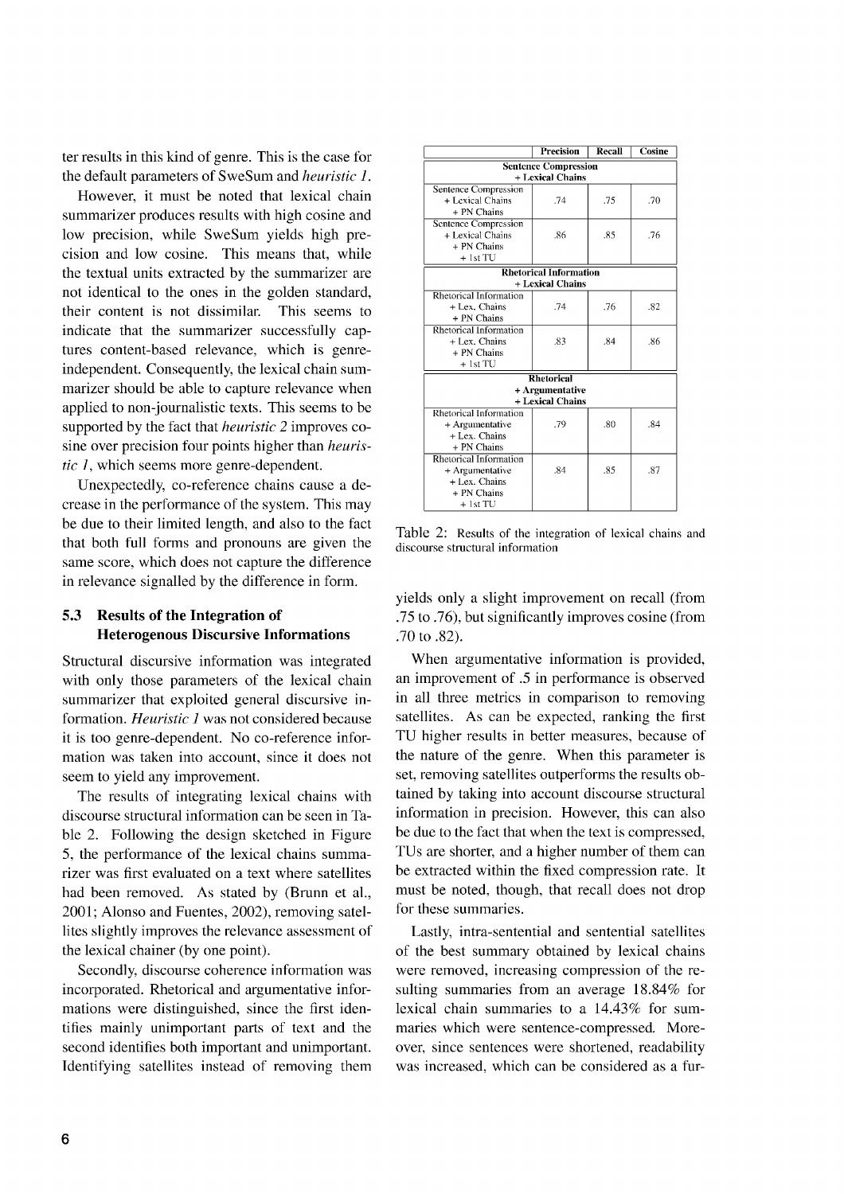ter results in this kind of genre. This is the case for the default parameters of SweSum and *heuristic 1*.

However, it must be noted that lexical chain summarizer produces results with high cosine and low precision, while SweSum yields high precision and low cosine. This means that, while the textual units extracted by the summarizer are not identical to the ones in the golden standard, their content is not dissimilar. This seems to indicate that the summarizer successfully captures content-based relevance, which is genre-independent. Consequently, the lexical chain summarizer should be able to capture relevance when applied to non-journalistic texts. This seems to be supported by the fact that *heuristic 2* improves cosine over precision four points higher than *heuristic 1*, which seems more genre-dependent.

Unexpectedly, co-reference chains cause a decrease in the performance of the system. This may be due to their limited length, and also to the fact that both full forms and pronouns are given the same score, which does not capture the difference in relevance signalled by the difference in form.

### 5.3 Results of the Integration of Heterogenous Discursive Informations

Structural discursive information was integrated with only those parameters of the lexical chain summarizer that exploited general discursive information. *Heuristic 1* was not considered because it is too genre-dependent. No co-reference information was taken into account, since it does not seem to yield any improvement.

The results of integrating lexical chains with discourse structural information can be seen in Table 2. Following the design sketched in Figure 5, the performance of the lexical chains summarizer was first evaluated on a text where satellites had been removed. As stated by (Brunn et al., 2001; Alonso and Fuentes, 2002), removing satellites slightly improves the relevance assessment of the lexical chainer (by one point).

Secondly, discourse coherence information was incorporated. Rhetorical and argumentative informations were distinguished, since the first identifies mainly unimportant parts of text and the second identifies both important and unimportant. Identifying satellites instead of removing them yields only a slight improvement on recall (from .75 to .76), but significantly improves cosine (from .70 to .82).

|  | Precision | Recall | Cosine |
|---|---|---|---|
| **Sentence Compression + Lexical Chains** | | | |
| Sentence Compression + Lexical Chains + PN Chains | .74 | .75 | .70 |
| Sentence Compression + Lexical Chains + PN Chains + 1st TU | .86 | .85 | .76 |
| **Rhetorical Information + Lexical Chains** | | | |
| Rhetorical Information + Lex. Chains + PN Chains | .74 | .76 | .82 |
| Rhetorical Information + Lex. Chains + PN Chains + 1st TU | .83 | .84 | .86 |
| **Rhetorical + Argumentative + Lexical Chains** | | | |
| Rhetorical Information + Argumentative + Lex. Chains + PN Chains | .79 | .80 | .84 |
| Rhetorical Information + Argumentative + Lex. Chains + PN Chains + 1st TU | .84 | .85 | .87 |

Table 2: Results of the integration of lexical chains and discourse structural information

When argumentative information is provided, an improvement of .5 in performance is observed in all three metrics in comparison to removing satellites. As can be expected, ranking the first TU higher results in better measures, because of the nature of the genre. When this parameter is set, removing satellites outperforms the results obtained by taking into account discourse structural information in precision. However, this can also be due to the fact that when the text is compressed, TUs are shorter, and a higher number of them can be extracted within the fixed compression rate. It must be noted, though, that recall does not drop for these summaries.

Lastly, intra-sentential and sentential satellites of the best summary obtained by lexical chains were removed, increasing compression of the resulting summaries from an average 18.84% for lexical chain summaries to a 14.43% for summaries which were sentence-compressed. Moreover, since sentences were shortened, readability was increased, which can be considered as a fur-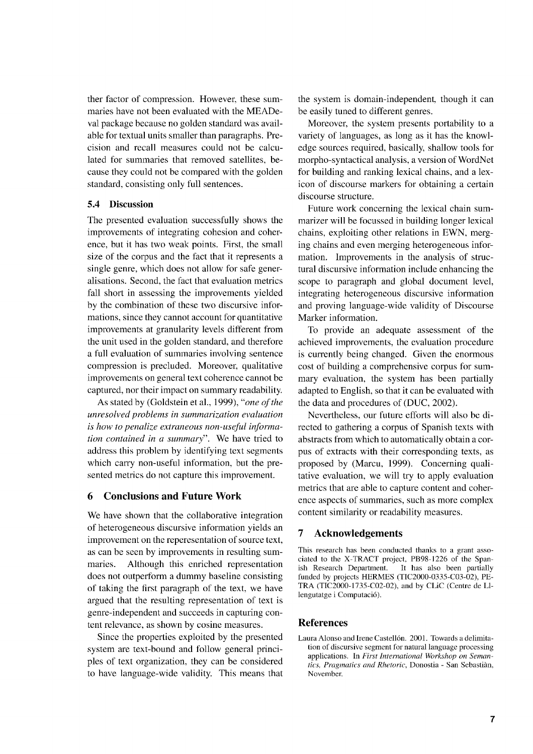ther factor of compression. However, these summaries have not been evaluated with the MEADeval package because no golden standard was available for textual units smaller than paragraphs. Precision and recall measures could not be calculated for summaries that removed satellites, because they could not be compared with the golden standard, consisting only full sentences.

### 5.4 Discussion

The presented evaluation successfully shows the improvements of integrating cohesion and coherence, but it has two weak points. First, the small size of the corpus and the fact that it represents a single genre, which does not allow for safe generalisations. Second, the fact that evaluation metrics fall short in assessing the improvements yielded by the combination of these two discursive informations, since they cannot account for quantitative improvements at granularity levels different from the unit used in the golden standard, and therefore a full evaluation of summaries involving sentence compression is precluded. Moreover, qualitative improvements on general text coherence cannot be captured, nor their impact on summary readability.

As stated by (Goldstein et al., 1999), "*one of the unresolved problems in summarization evaluation is how to penalize extraneous non-useful information contained in a summary*". We have tried to address this problem by identifying text segments which carry non-useful information, but the presented metrics do not capture this improvement.

## 6 Conclusions and Future Work

We have shown that the collaborative integration of heterogeneous discursive information yields an improvement on the reperesentation of source text, as can be seen by improvements in resulting summaries. Although this enriched representation does not outperform a dummy baseline consisting of taking the first paragraph of the text, we have argued that the resulting representation of text is genre-independent and succeeds in capturing content relevance, as shown by cosine measures.

Since the properties exploited by the presented system are text-bound and follow general principles of text organization, they can be considered to have language-wide validity. This means that the system is domain-independent, though it can be easily tuned to different genres.

Moreover, the system presents portability to a variety of languages, as long as it has the knowledge sources required, basically, shallow tools for morpho-syntactical analysis, a version of WordNet for building and ranking lexical chains, and a lexicon of discourse markers for obtaining a certain discourse structure.

Future work concerning the lexical chain summarizer will be focussed in building longer lexical chains, exploiting other relations in EWN, merging chains and even merging heterogeneous information. Improvements in the analysis of structural discursive information include enhancing the scope to paragraph and global document level, integrating heterogeneous discursive information and proving language-wide validity of Discourse Marker information.

To provide an adequate assessment of the achieved improvements, the evaluation procedure is currently being changed. Given the enormous cost of building a comprehensive corpus for summary evaluation, the system has been partially adapted to English, so that it can be evaluated with the data and procedures of (DUC, 2002).

Nevertheless, our future efforts will also be directed to gathering a corpus of Spanish texts with abstracts from which to automatically obtain a corpus of extracts with their corresponding texts, as proposed by (Marcu, 1999). Concerning qualitative evaluation, we will try to apply evaluation metrics that are able to capture content and coherence aspects of summaries, such as more complex content similarity or readability measures.

## 7 Acknowledgements

This research has been conducted thanks to a grant associated to the X-TRACT project, PB98-1226 of the Spanish Research Department. It has also been partially funded by projects HERMES (TIC2000-0335-C03-02), PETRA (TIC2000-1735-C02-02), and by CLiC (Centre de Llengutatge i Computació).

## References

Laura Alonso and Irene Castellón. 2001. Towards a delimitation of discursive segment for natural language processing applications. In *First International Workshop on Semantics, Pragmatics and Rhetoric*, Donostia - San Sebastiàn, November.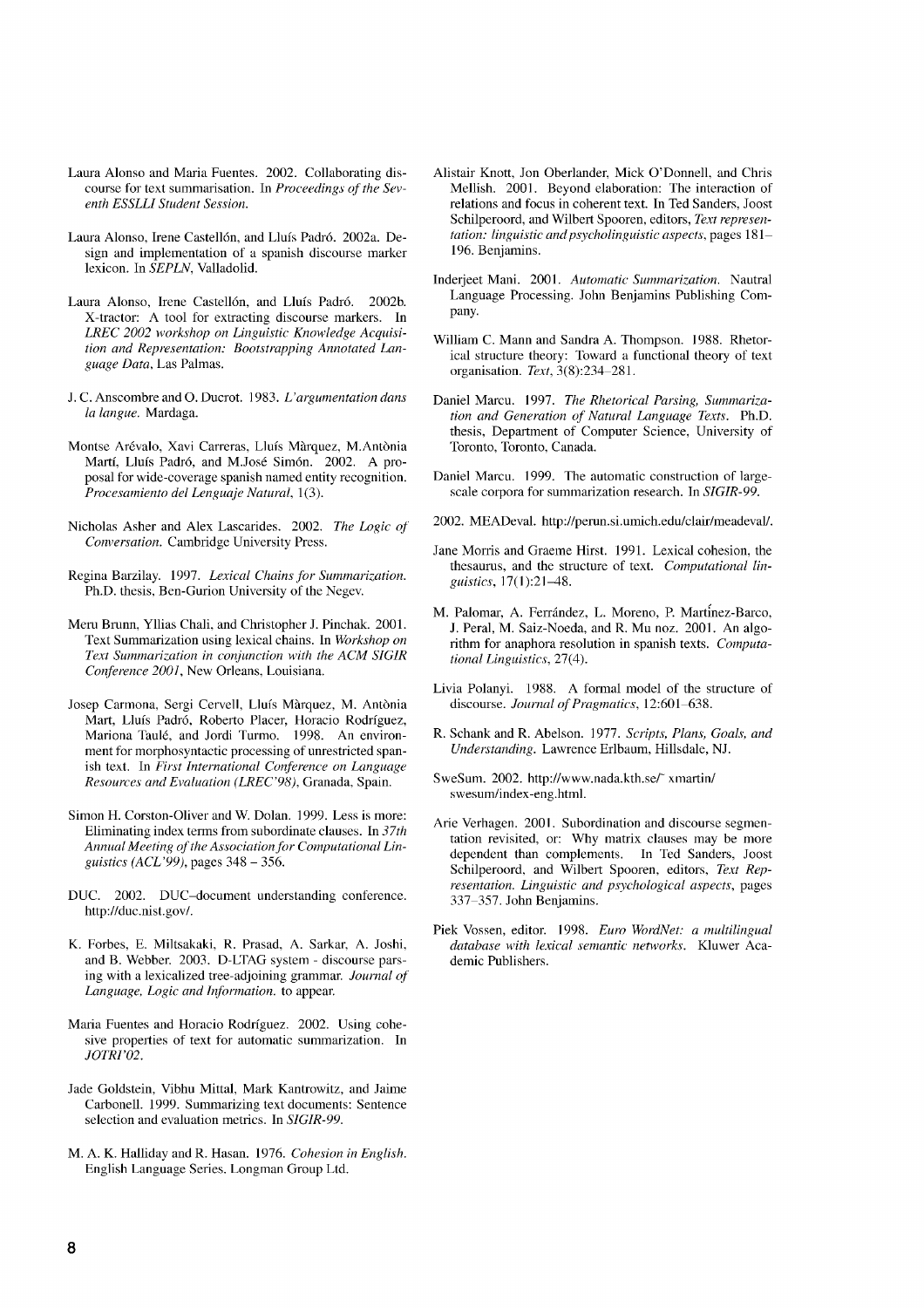Laura Alonso and Maria Fuentes. 2002. Collaborating discourse for text summarisation. In *Proceedings of the Seventh ESSLLI Student Session*.

Laura Alonso, Irene Castellón, and Lluís Padró. 2002a. Design and implementation of a spanish discourse marker lexicon. In *SEPLN*, Valladolid.

Laura Alonso, Irene Castellón, and Lluís Padró. 2002b. X-tractor: A tool for extracting discourse markers. In *LREC 2002 workshop on Linguistic Knowledge Acquisition and Representation: Bootstrapping Annotated Language Data*, Las Palmas.

J. C. Anscombre and O. Ducrot. 1983. *L'argumentation dans la langue*. Mardaga.

Montse Arévalo, Xavi Carreras, Lluís Màrquez, M.Antònia Martí, Lluís Padró, and M.José Simón. 2002. A proposal for wide-coverage spanish named entity recognition. *Procesamiento del Lenguaje Natural*, 1(3).

Nicholas Asher and Alex Lascarides. 2002. *The Logic of Conversation*. Cambridge University Press.

Regina Barzilay. 1997. *Lexical Chains for Summarization*. Ph.D. thesis, Ben-Gurion University of the Negev.

Meru Brunn, Yllias Chali, and Christopher J. Pinchak. 2001. Text Summarization using lexical chains. In *Workshop on Text Summarization in conjunction with the ACM SIGIR Conference 2001*, New Orleans, Louisiana.

Josep Carmona, Sergi Cervell, Lluís Màrquez, M. Antònia Mart, Lluís Padró, Roberto Placer, Horacio Rodríguez, Mariona Taulé, and Jordi Turmo. 1998. An environment for morphosyntactic processing of unrestricted spanish text. In *First International Conference on Language Resources and Evaluation (LREC'98)*, Granada, Spain.

Simon H. Corston-Oliver and W. Dolan. 1999. Less is more: Eliminating index terms from subordinate clauses. In *37th Annual Meeting of the Association for Computational Linguistics (ACL'99)*, pages 348 – 356.

DUC. 2002. DUC–document understanding conference. http://duc.nist.gov/.

K. Forbes, E. Miltsakaki, R. Prasad, A. Sarkar, A. Joshi, and B. Webber. 2003. D-LTAG system - discourse parsing with a lexicalized tree-adjoining grammar. *Journal of Language, Logic and Information*. to appear.

Maria Fuentes and Horacio Rodríguez. 2002. Using cohesive properties of text for automatic summarization. In *JOTRI'02*.

Jade Goldstein, Vibhu Mittal, Mark Kantrowitz, and Jaime Carbonell. 1999. Summarizing text documents: Sentence selection and evaluation metrics. In *SIGIR-99*.

M. A. K. Halliday and R. Hasan. 1976. *Cohesion in English*. English Language Series. Longman Group Ltd.

Alistair Knott, Jon Oberlander, Mick O'Donnell, and Chris Mellish. 2001. Beyond elaboration: The interaction of relations and focus in coherent text. In Ted Sanders, Joost Schilperoord, and Wilbert Spooren, editors, *Text representation: linguistic and psycholinguistic aspects*, pages 181–196. Benjamins.

Inderjeet Mani. 2001. *Automatic Summarization*. Nautral Language Processing. John Benjamins Publishing Company.

William C. Mann and Sandra A. Thompson. 1988. Rhetorical structure theory: Toward a functional theory of text organisation. *Text*, 3(8):234–281.

Daniel Marcu. 1997. *The Rhetorical Parsing, Summarization and Generation of Natural Language Texts*. Ph.D. thesis, Department of Computer Science, University of Toronto, Toronto, Canada.

Daniel Marcu. 1999. The automatic construction of large-scale corpora for summarization research. In *SIGIR-99*.

2002. MEADeval. http://perun.si.umich.edu/clair/meadeval/.

Jane Morris and Graeme Hirst. 1991. Lexical cohesion, the thesaurus, and the structure of text. *Computational linguistics*, 17(1):21–48.

M. Palomar, A. Ferrández, L. Moreno, P. Martínez-Barco, J. Peral, M. Saiz-Noeda, and R. Mu noz. 2001. An algorithm for anaphora resolution in spanish texts. *Computational Linguistics*, 27(4).

Livia Polanyi. 1988. A formal model of the structure of discourse. *Journal of Pragmatics*, 12:601–638.

R. Schank and R. Abelson. 1977. *Scripts, Plans, Goals, and Understanding*. Lawrence Erlbaum, Hillsdale, NJ.

SweSum. 2002. http://www.nada.kth.se/~xmartin/swesum/index-eng.html.

Arie Verhagen. 2001. Subordination and discourse segmentation revisited, or: Why matrix clauses may be more dependent than complements. In Ted Sanders, Joost Schilperoord, and Wilbert Spooren, editors, *Text Representation. Linguistic and psychological aspects*, pages 337–357. John Benjamins.

Piek Vossen, editor. 1998. *Euro WordNet: a multilingual database with lexical semantic networks*. Kluwer Academic Publishers.